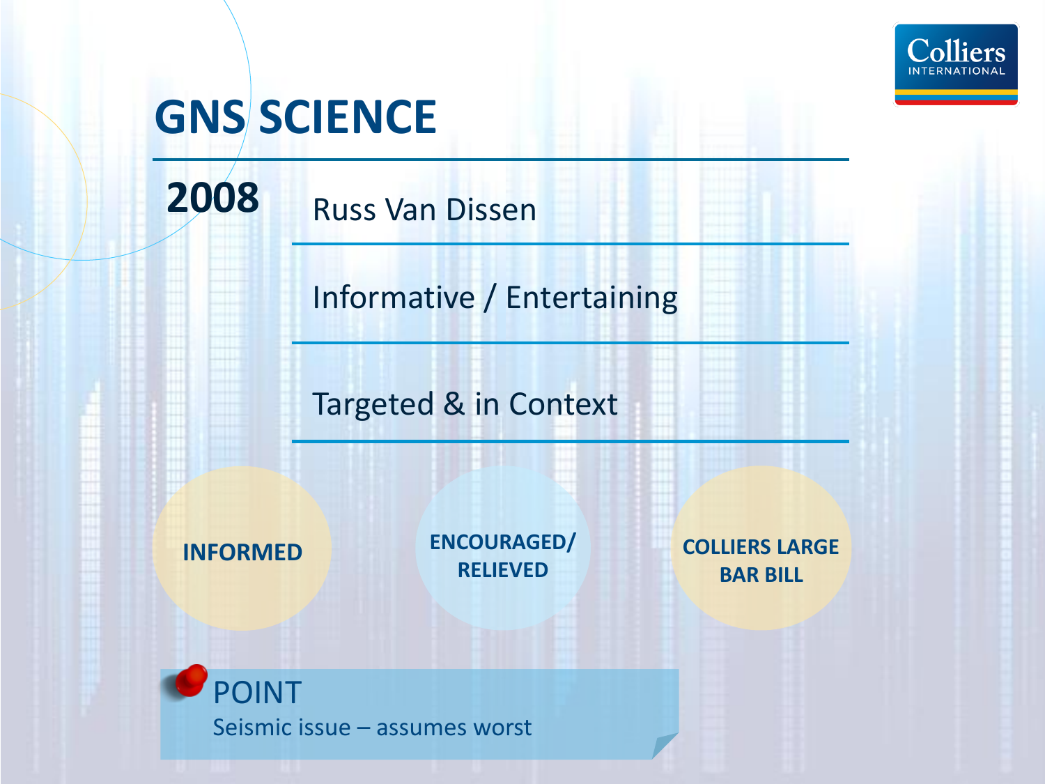# GNS SCIENCE

**2008**

Russ Van Dissen

Informative / Entertaining

Targeted & in Context

**INFORMED**

**ENCOURAGED/ RELIEVED**

**COLLIERS LARGE BAR BILL**

POINT

Seismic issue – assumes worst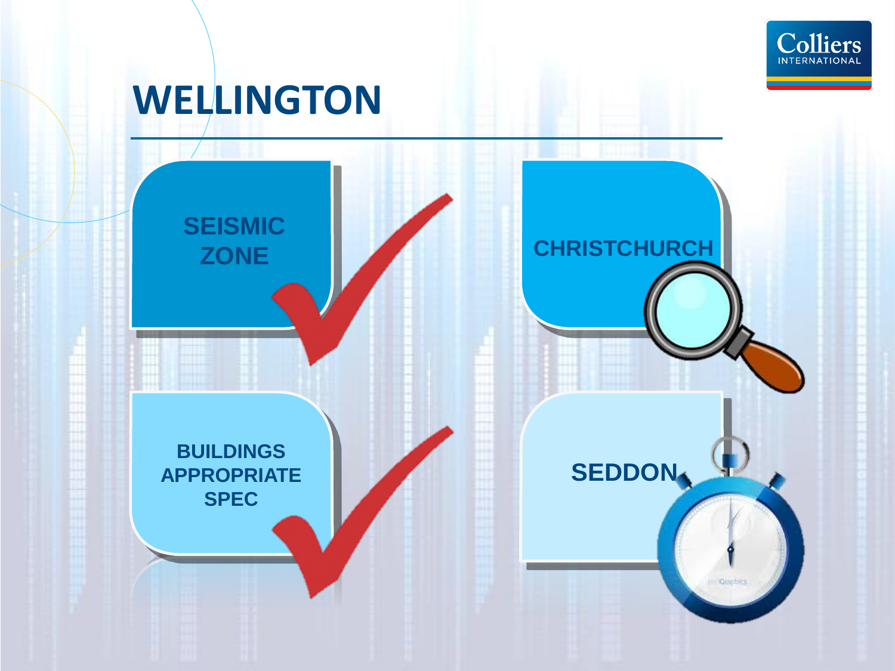# WELLINGTON

SEISMIC ZONE

CHRISTCHURCH

BUILDINGS APPROPRIATE SPEC

SEDDON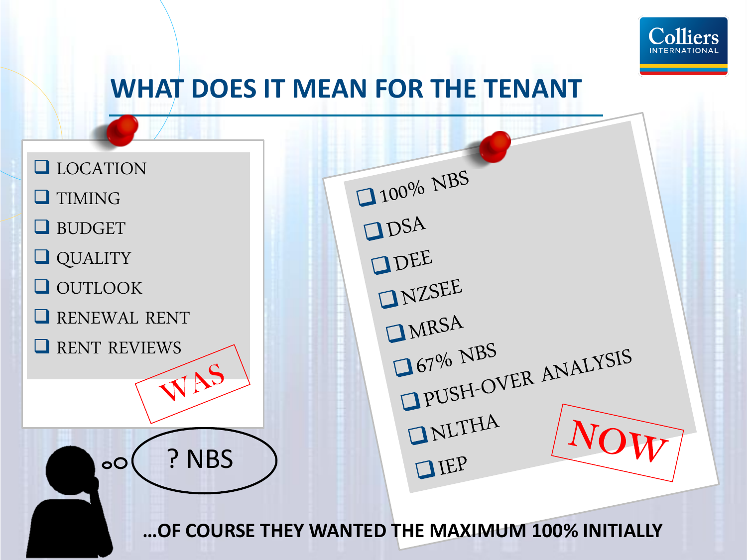# WHAT DOES IT MEAN FOR THE TENANT

- LOCATION
- TIMING
- BUDGET
- QUALITY
- OUTLOOK
- RENEWAL RENT
- RENT REVIEWS

WAS

? NBS

- 100% NBS
- DSA
- DEE
- NZSEE
- MRSA
- 67% NBS
- PUSH-OVER ANALYSIS
- NLTHA
- IEP

NOW

**…OF COURSE THEY WANTED THE MAXIMUM 100% INITIALLY**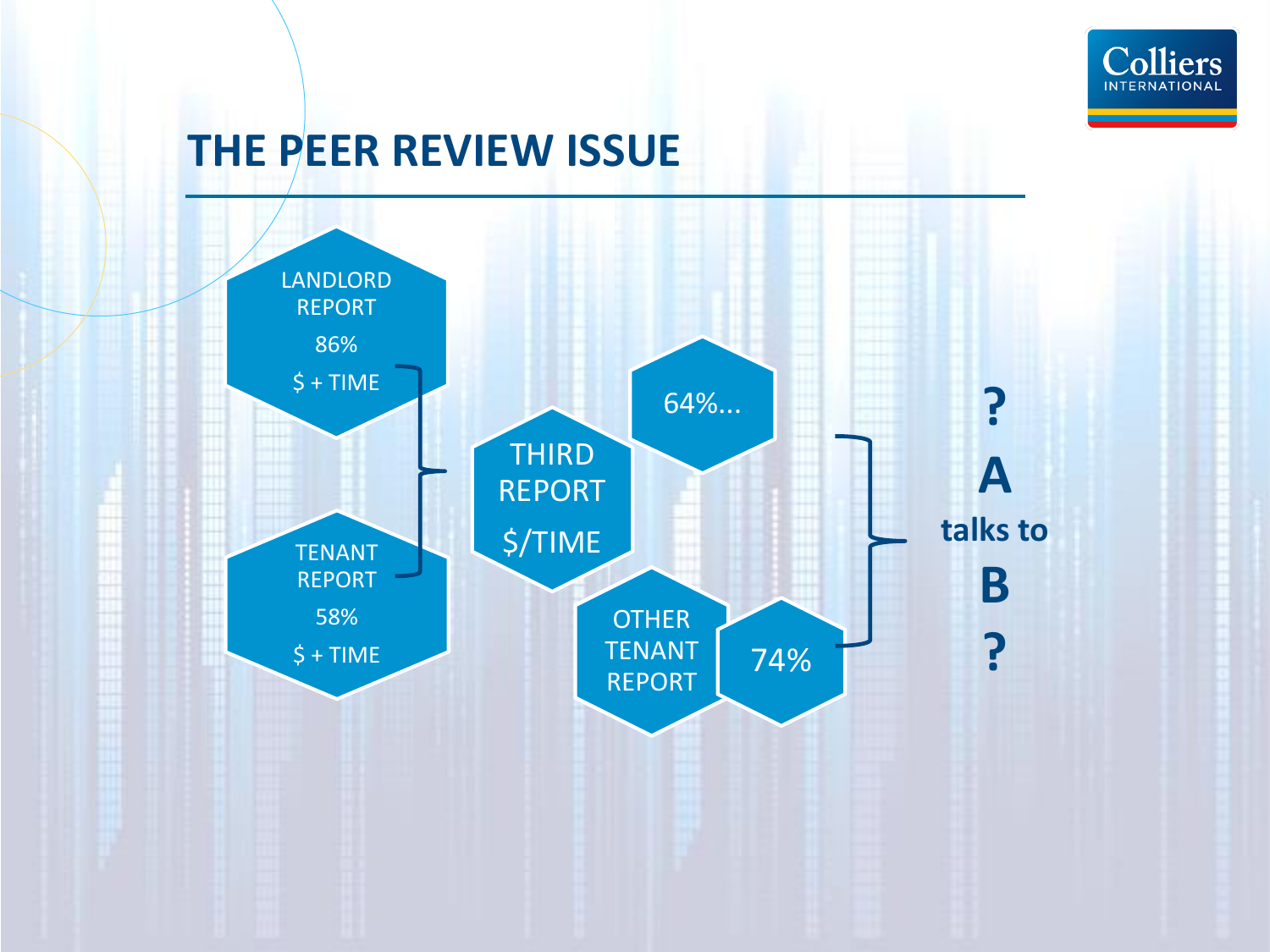# THE PEER REVIEW ISSUE

LANDLORD REPORT
86%
$ + TIME

TENANT REPORT
58%
$ + TIME

THIRD REPORT
$/TIME

64%...

OTHER TENANT REPORT

74%

?
A
talks to
B
?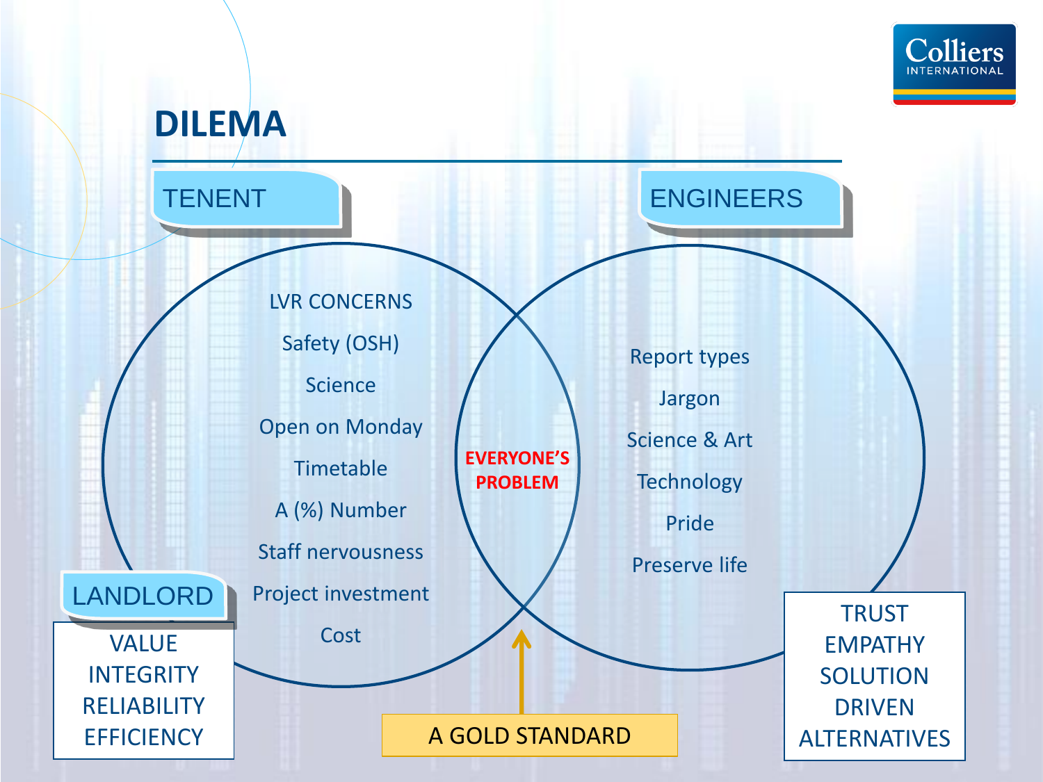# DILEMA

## TENENT

- LVR CONCERNS
- Safety (OSH)
- Science
- Open on Monday
- Timetable
- A (%) Number
- Staff nervousness
- Project investment
- Cost

## ENGINEERS

- Report types
- Jargon
- Science & Art
- Technology
- Pride
- Preserve life

**EVERYONE'S PROBLEM**

## LANDLORD

VALUE
INTEGRITY
RELIABILITY
EFFICIENCY

TRUST
EMPATHY
SOLUTION DRIVEN
ALTERNATIVES

A GOLD STANDARD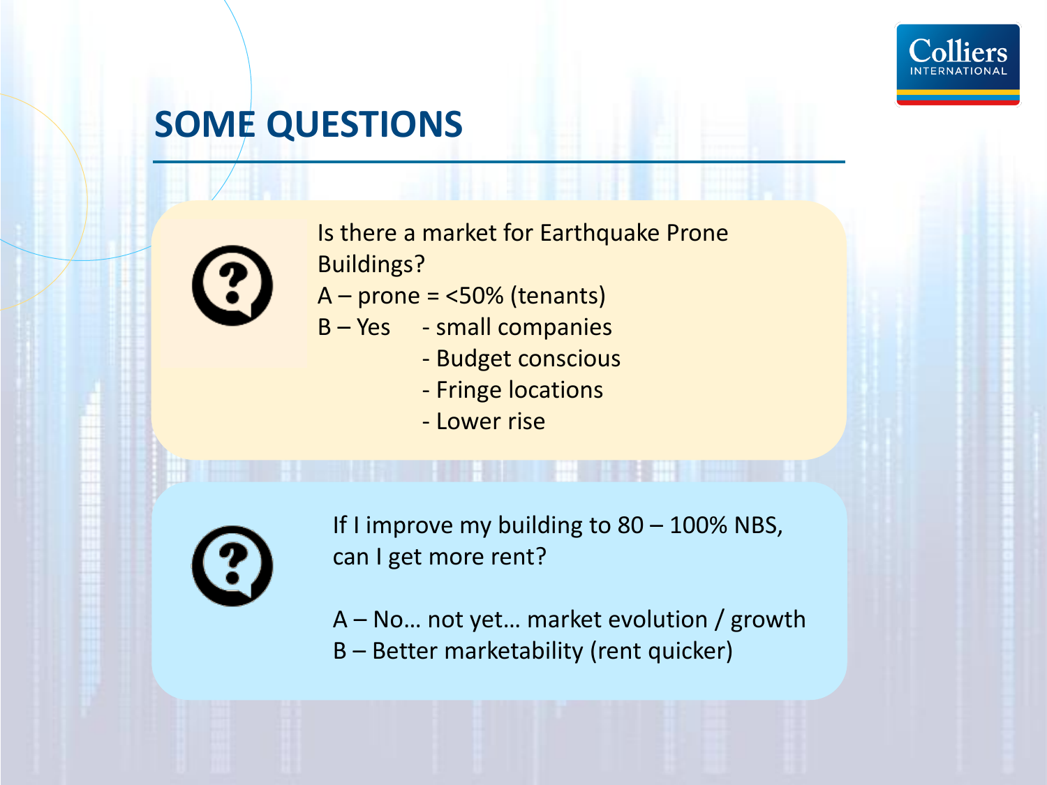# SOME QUESTIONS

Is there a market for Earthquake Prone Buildings?

A – prone = <50% (tenants)

B – Yes
- small companies
- Budget conscious
- Fringe locations
- Lower rise

If I improve my building to 80 – 100% NBS, can I get more rent?

A – No… not yet… market evolution / growth

B – Better marketability (rent quicker)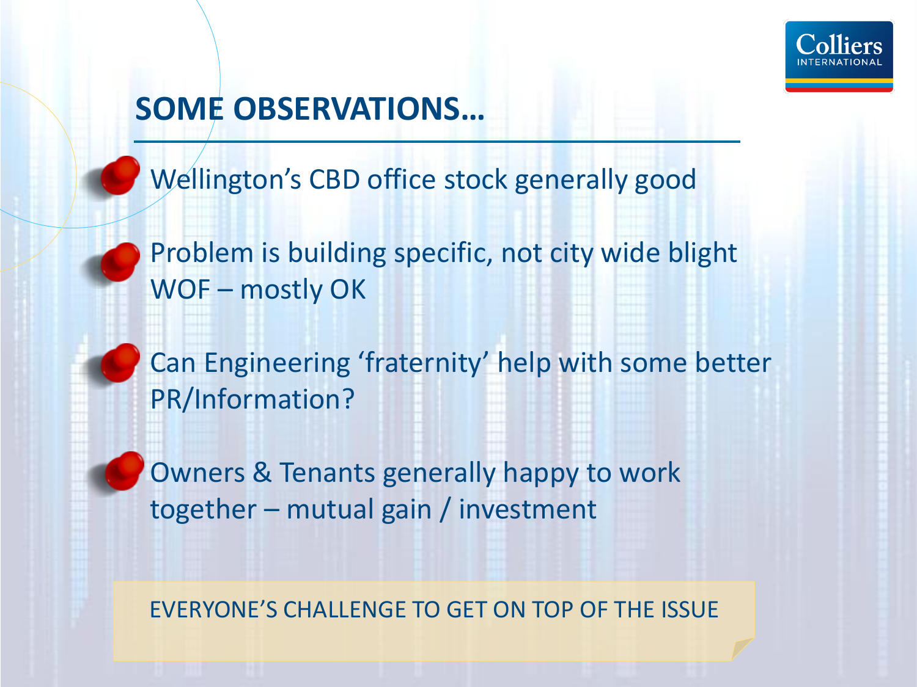## SOME OBSERVATIONS…

- Wellington's CBD office stock generally good
- Problem is building specific, not city wide blight
  WOF – mostly OK
- Can Engineering 'fraternity' help with some better PR/Information?
- Owners & Tenants generally happy to work together – mutual gain / investment

EVERYONE'S CHALLENGE TO GET ON TOP OF THE ISSUE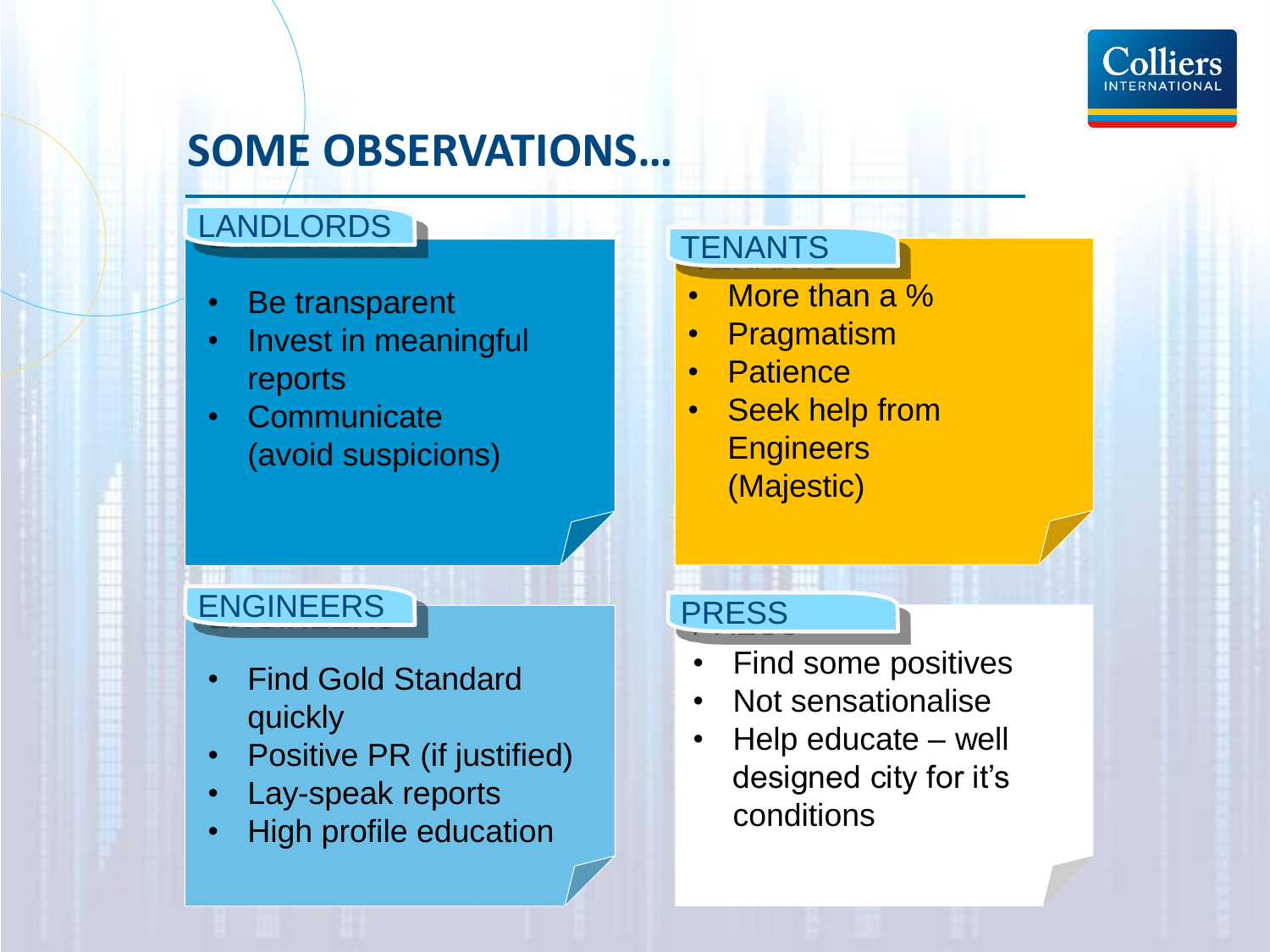# SOME OBSERVATIONS…

## LANDLORDS

- Be transparent
- Invest in meaningful reports
- Communicate (avoid suspicions)

## TENANTS

- More than a %
- Pragmatism
- Patience
- Seek help from Engineers (Majestic)

## ENGINEERS

- Find Gold Standard quickly
- Positive PR (if justified)
- Lay-speak reports
- High profile education

## PRESS

- Find some positives
- Not sensationalise
- Help educate – well designed city for it's conditions